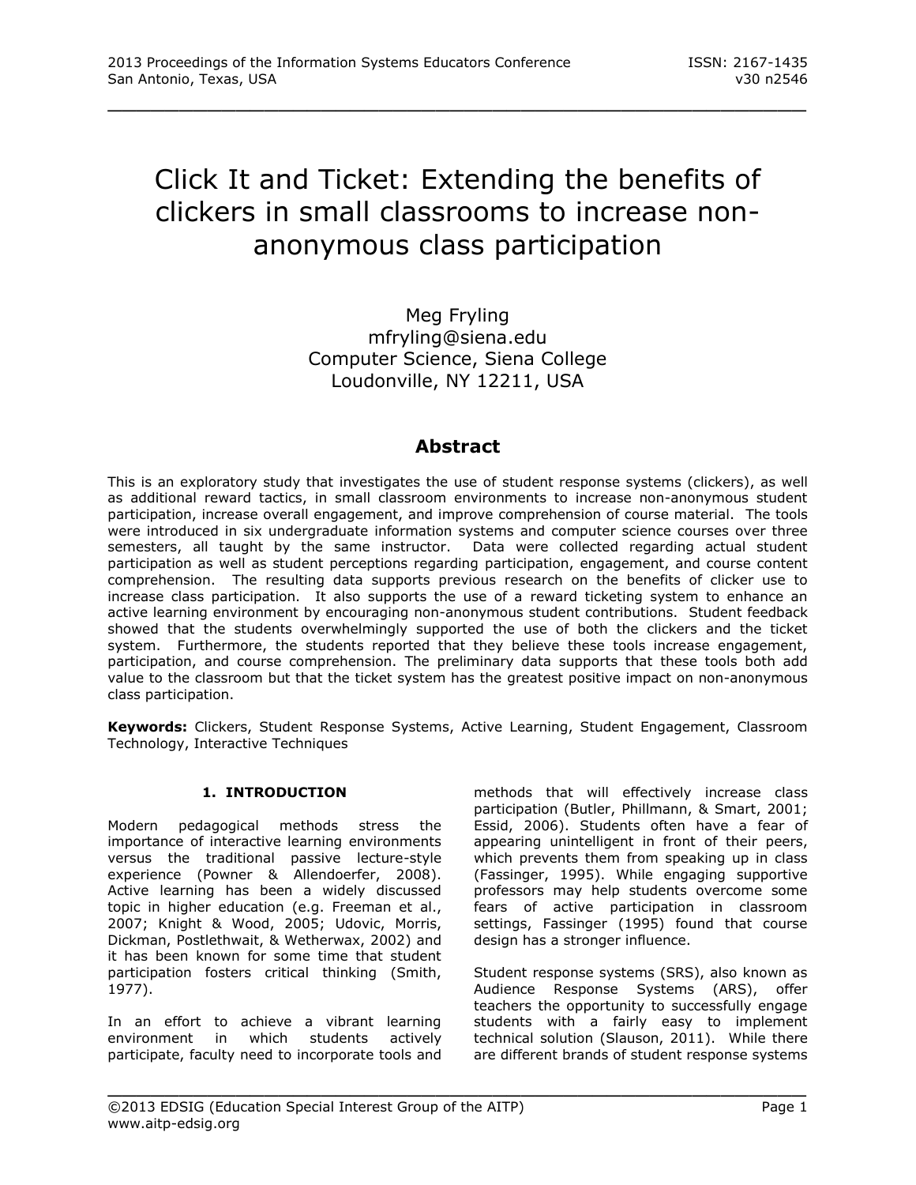# Click It and Ticket: Extending the benefits of clickers in small classrooms to increase non-anonymous class participation

Meg Fryling
mfryling@siena.edu
Computer Science, Siena College
Loudonville, NY 12211, USA

## Abstract

This is an exploratory study that investigates the use of student response systems (clickers), as well as additional reward tactics, in small classroom environments to increase non-anonymous student participation, increase overall engagement, and improve comprehension of course material. The tools were introduced in six undergraduate information systems and computer science courses over three semesters, all taught by the same instructor. Data were collected regarding actual student participation as well as student perceptions regarding participation, engagement, and course content comprehension. The resulting data supports previous research on the benefits of clicker use to increase class participation. It also supports the use of a reward ticketing system to enhance an active learning environment by encouraging non-anonymous student contributions. Student feedback showed that the students overwhelmingly supported the use of both the clickers and the ticket system. Furthermore, the students reported that they believe these tools increase engagement, participation, and course comprehension. The preliminary data supports that these tools both add value to the classroom but that the ticket system has the greatest positive impact on non-anonymous class participation.

**Keywords:** Clickers, Student Response Systems, Active Learning, Student Engagement, Classroom Technology, Interactive Techniques

## 1. INTRODUCTION

Modern pedagogical methods stress the importance of interactive learning environments versus the traditional passive lecture-style experience (Powner & Allendoerfer, 2008). Active learning has been a widely discussed topic in higher education (e.g. Freeman et al., 2007; Knight & Wood, 2005; Udovic, Morris, Dickman, Postlethwait, & Wetherwax, 2002) and it has been known for some time that student participation fosters critical thinking (Smith, 1977).

In an effort to achieve a vibrant learning environment in which students actively participate, faculty need to incorporate tools and methods that will effectively increase class participation (Butler, Phillmann, & Smart, 2001; Essid, 2006). Students often have a fear of appearing unintelligent in front of their peers, which prevents them from speaking up in class (Fassinger, 1995). While engaging supportive professors may help students overcome some fears of active participation in classroom settings, Fassinger (1995) found that course design has a stronger influence.

Student response systems (SRS), also known as Audience Response Systems (ARS), offer teachers the opportunity to successfully engage students with a fairly easy to implement technical solution (Slauson, 2011). While there are different brands of student response systems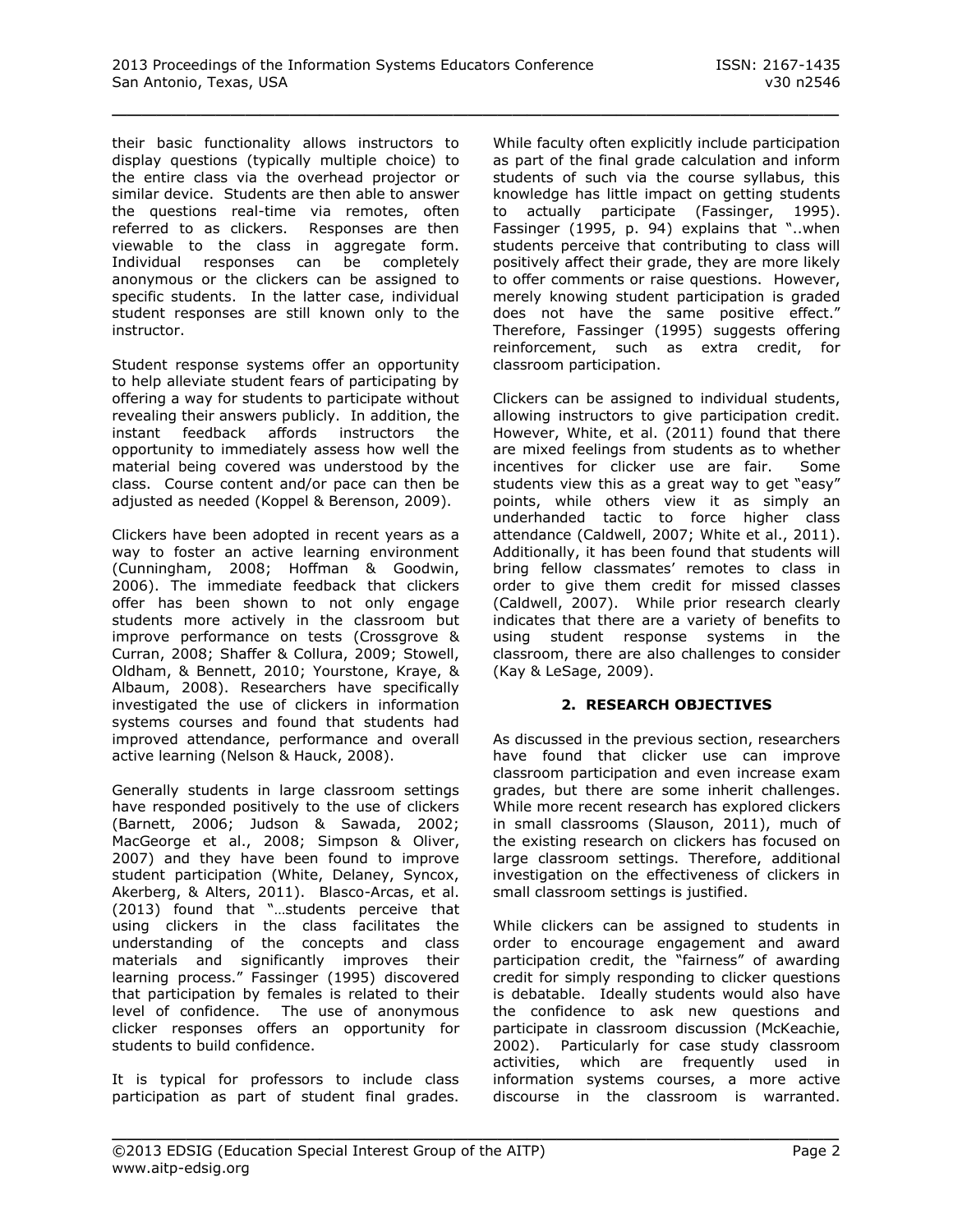their basic functionality allows instructors to display questions (typically multiple choice) to the entire class via the overhead projector or similar device. Students are then able to answer the questions real-time via remotes, often referred to as clickers. Responses are then viewable to the class in aggregate form. Individual responses can be completely anonymous or the clickers can be assigned to specific students. In the latter case, individual student responses are still known only to the instructor.

Student response systems offer an opportunity to help alleviate student fears of participating by offering a way for students to participate without revealing their answers publicly. In addition, the instant feedback affords instructors the opportunity to immediately assess how well the material being covered was understood by the class. Course content and/or pace can then be adjusted as needed (Koppel & Berenson, 2009).

Clickers have been adopted in recent years as a way to foster an active learning environment (Cunningham, 2008; Hoffman & Goodwin, 2006). The immediate feedback that clickers offer has been shown to not only engage students more actively in the classroom but improve performance on tests (Crossgrove & Curran, 2008; Shaffer & Collura, 2009; Stowell, Oldham, & Bennett, 2010; Yourstone, Kraye, & Albaum, 2008). Researchers have specifically investigated the use of clickers in information systems courses and found that students had improved attendance, performance and overall active learning (Nelson & Hauck, 2008).

Generally students in large classroom settings have responded positively to the use of clickers (Barnett, 2006; Judson & Sawada, 2002; MacGeorge et al., 2008; Simpson & Oliver, 2007) and they have been found to improve student participation (White, Delaney, Syncox, Akerberg, & Alters, 2011). Blasco-Arcas, et al. (2013) found that "…students perceive that using clickers in the class facilitates the understanding of the concepts and class materials and significantly improves their learning process." Fassinger (1995) discovered that participation by females is related to their level of confidence. The use of anonymous clicker responses offers an opportunity for students to build confidence.

It is typical for professors to include class participation as part of student final grades. While faculty often explicitly include participation as part of the final grade calculation and inform students of such via the course syllabus, this knowledge has little impact on getting students to actually participate (Fassinger, 1995). Fassinger (1995, p. 94) explains that "..when students perceive that contributing to class will positively affect their grade, they are more likely to offer comments or raise questions. However, merely knowing student participation is graded does not have the same positive effect." Therefore, Fassinger (1995) suggests offering reinforcement, such as extra credit, for classroom participation.

Clickers can be assigned to individual students, allowing instructors to give participation credit. However, White, et al. (2011) found that there are mixed feelings from students as to whether incentives for clicker use are fair. Some students view this as a great way to get "easy" points, while others view it as simply an underhanded tactic to force higher class attendance (Caldwell, 2007; White et al., 2011). Additionally, it has been found that students will bring fellow classmates' remotes to class in order to give them credit for missed classes (Caldwell, 2007). While prior research clearly indicates that there are a variety of benefits to using student response systems in the classroom, there are also challenges to consider (Kay & LeSage, 2009).

## 2. RESEARCH OBJECTIVES

As discussed in the previous section, researchers have found that clicker use can improve classroom participation and even increase exam grades, but there are some inherit challenges. While more recent research has explored clickers in small classrooms (Slauson, 2011), much of the existing research on clickers has focused on large classroom settings. Therefore, additional investigation on the effectiveness of clickers in small classroom settings is justified.

While clickers can be assigned to students in order to encourage engagement and award participation credit, the "fairness" of awarding credit for simply responding to clicker questions is debatable. Ideally students would also have the confidence to ask new questions and participate in classroom discussion (McKeachie, 2002). Particularly for case study classroom activities, which are frequently used in information systems courses, a more active discourse in the classroom is warranted.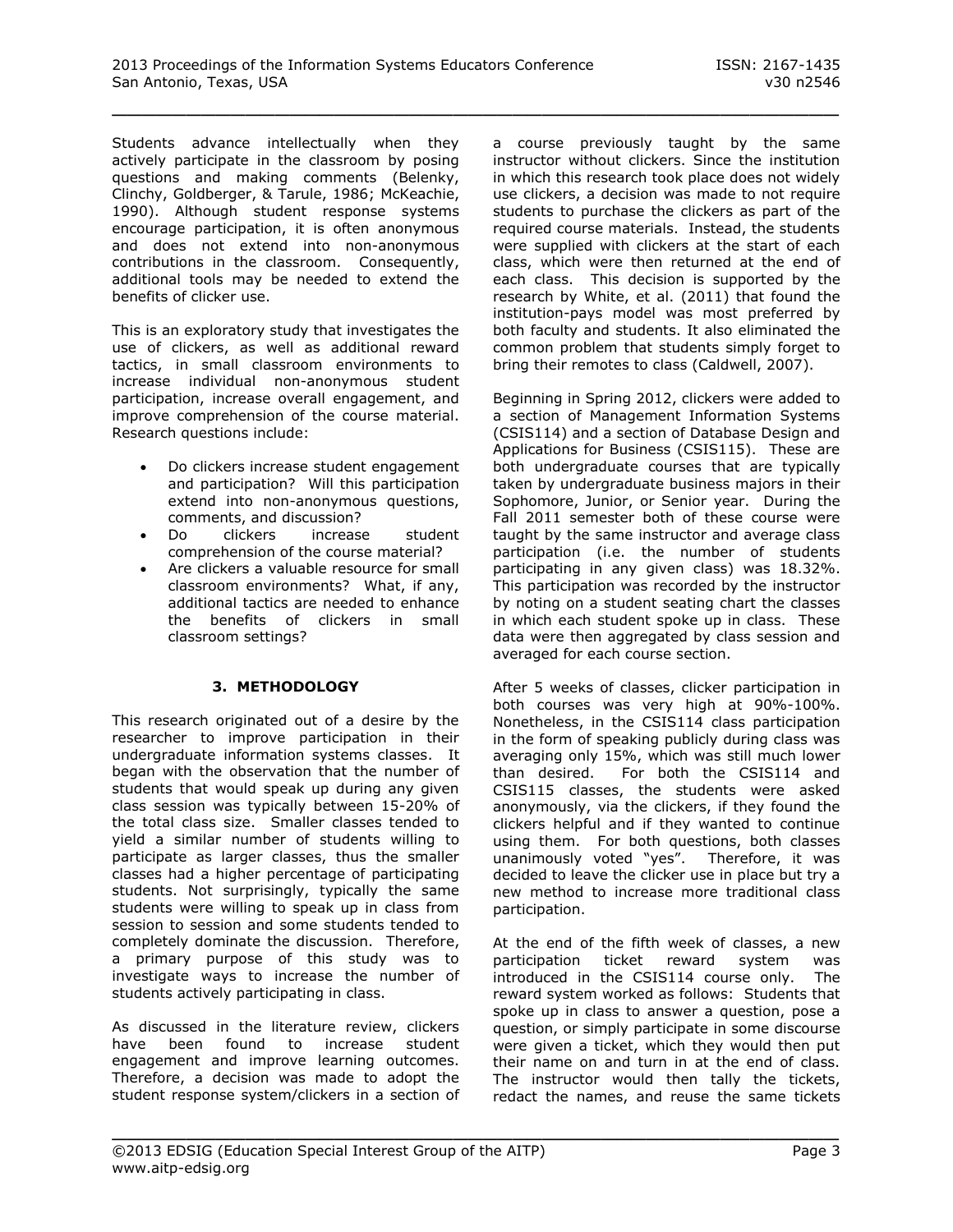Students advance intellectually when they actively participate in the classroom by posing questions and making comments (Belenky, Clinchy, Goldberger, & Tarule, 1986; McKeachie, 1990). Although student response systems encourage participation, it is often anonymous and does not extend into non-anonymous contributions in the classroom. Consequently, additional tools may be needed to extend the benefits of clicker use.

This is an exploratory study that investigates the use of clickers, as well as additional reward tactics, in small classroom environments to increase individual non-anonymous student participation, increase overall engagement, and improve comprehension of the course material. Research questions include:

- Do clickers increase student engagement and participation? Will this participation extend into non-anonymous questions, comments, and discussion?
- Do clickers increase student comprehension of the course material?
- Are clickers a valuable resource for small classroom environments? What, if any, additional tactics are needed to enhance the benefits of clickers in small classroom settings?

## 3. METHODOLOGY

This research originated out of a desire by the researcher to improve participation in their undergraduate information systems classes. It began with the observation that the number of students that would speak up during any given class session was typically between 15-20% of the total class size. Smaller classes tended to yield a similar number of students willing to participate as larger classes, thus the smaller classes had a higher percentage of participating students. Not surprisingly, typically the same students were willing to speak up in class from session to session and some students tended to completely dominate the discussion. Therefore, a primary purpose of this study was to investigate ways to increase the number of students actively participating in class.

As discussed in the literature review, clickers have been found to increase student engagement and improve learning outcomes. Therefore, a decision was made to adopt the student response system/clickers in a section of a course previously taught by the same instructor without clickers. Since the institution in which this research took place does not widely use clickers, a decision was made to not require students to purchase the clickers as part of the required course materials. Instead, the students were supplied with clickers at the start of each class, which were then returned at the end of each class. This decision is supported by the research by White, et al. (2011) that found the institution-pays model was most preferred by both faculty and students. It also eliminated the common problem that students simply forget to bring their remotes to class (Caldwell, 2007).

Beginning in Spring 2012, clickers were added to a section of Management Information Systems (CSIS114) and a section of Database Design and Applications for Business (CSIS115). These are both undergraduate courses that are typically taken by undergraduate business majors in their Sophomore, Junior, or Senior year. During the Fall 2011 semester both of these course were taught by the same instructor and average class participation (i.e. the number of students participating in any given class) was 18.32%. This participation was recorded by the instructor by noting on a student seating chart the classes in which each student spoke up in class. These data were then aggregated by class session and averaged for each course section.

After 5 weeks of classes, clicker participation in both courses was very high at 90%-100%. Nonetheless, in the CSIS114 class participation in the form of speaking publicly during class was averaging only 15%, which was still much lower than desired. For both the CSIS114 and CSIS115 classes, the students were asked anonymously, via the clickers, if they found the clickers helpful and if they wanted to continue using them. For both questions, both classes unanimously voted "yes". Therefore, it was decided to leave the clicker use in place but try a new method to increase more traditional class participation.

At the end of the fifth week of classes, a new participation ticket reward system was introduced in the CSIS114 course only. The reward system worked as follows: Students that spoke up in class to answer a question, pose a question, or simply participate in some discourse were given a ticket, which they would then put their name on and turn in at the end of class. The instructor would then tally the tickets, redact the names, and reuse the same tickets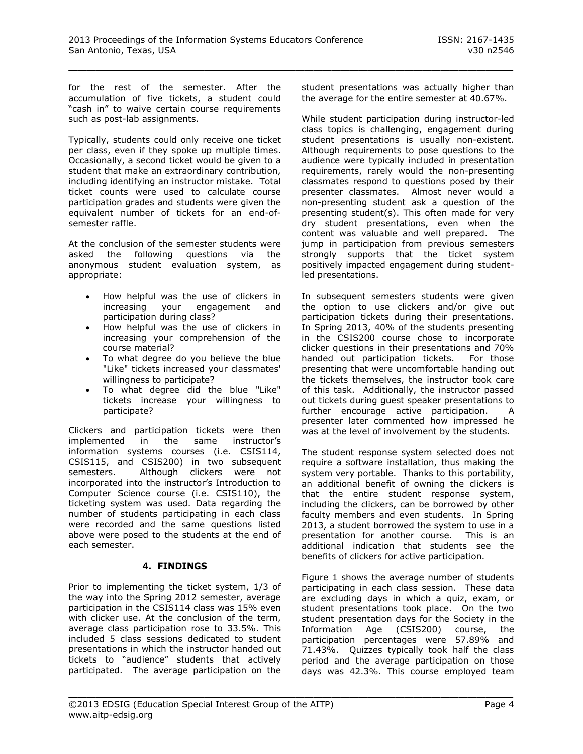for the rest of the semester. After the accumulation of five tickets, a student could "cash in" to waive certain course requirements such as post-lab assignments.

Typically, students could only receive one ticket per class, even if they spoke up multiple times. Occasionally, a second ticket would be given to a student that make an extraordinary contribution, including identifying an instructor mistake. Total ticket counts were used to calculate course participation grades and students were given the equivalent number of tickets for an end-of-semester raffle.

At the conclusion of the semester students were asked the following questions via the anonymous student evaluation system, as appropriate:

- How helpful was the use of clickers in increasing your engagement and participation during class?
- How helpful was the use of clickers in increasing your comprehension of the course material?
- To what degree do you believe the blue "Like" tickets increased your classmates' willingness to participate?
- To what degree did the blue "Like" tickets increase your willingness to participate?

Clickers and participation tickets were then implemented in the same instructor's information systems courses (i.e. CSIS114, CSIS115, and CSIS200) in two subsequent semesters. Although clickers were not incorporated into the instructor's Introduction to Computer Science course (i.e. CSIS110), the ticketing system was used. Data regarding the number of students participating in each class were recorded and the same questions listed above were posed to the students at the end of each semester.

## 4. FINDINGS

Prior to implementing the ticket system, 1/3 of the way into the Spring 2012 semester, average participation in the CSIS114 class was 15% even with clicker use. At the conclusion of the term, average class participation rose to 33.5%. This included 5 class sessions dedicated to student presentations in which the instructor handed out tickets to "audience" students that actively participated. The average participation on the student presentations was actually higher than the average for the entire semester at 40.67%.

While student participation during instructor-led class topics is challenging, engagement during student presentations is usually non-existent. Although requirements to pose questions to the audience were typically included in presentation requirements, rarely would the non-presenting classmates respond to questions posed by their presenter classmates. Almost never would a non-presenting student ask a question of the presenting student(s). This often made for very dry student presentations, even when the content was valuable and well prepared. The jump in participation from previous semesters strongly supports that the ticket system positively impacted engagement during student-led presentations.

In subsequent semesters students were given the option to use clickers and/or give out participation tickets during their presentations. In Spring 2013, 40% of the students presenting in the CSIS200 course chose to incorporate clicker questions in their presentations and 70% handed out participation tickets. For those presenting that were uncomfortable handing out the tickets themselves, the instructor took care of this task. Additionally, the instructor passed out tickets during guest speaker presentations to further encourage active participation. A presenter later commented how impressed he was at the level of involvement by the students.

The student response system selected does not require a software installation, thus making the system very portable. Thanks to this portability, an additional benefit of owning the clickers is that the entire student response system, including the clickers, can be borrowed by other faculty members and even students. In Spring 2013, a student borrowed the system to use in a presentation for another course. This is an additional indication that students see the benefits of clickers for active participation.

Figure 1 shows the average number of students participating in each class session. These data are excluding days in which a quiz, exam, or student presentations took place. On the two student presentation days for the Society in the Information Age (CSIS200) course, the participation percentages were 57.89% and 71.43%. Quizzes typically took half the class period and the average participation on those days was 42.3%. This course employed team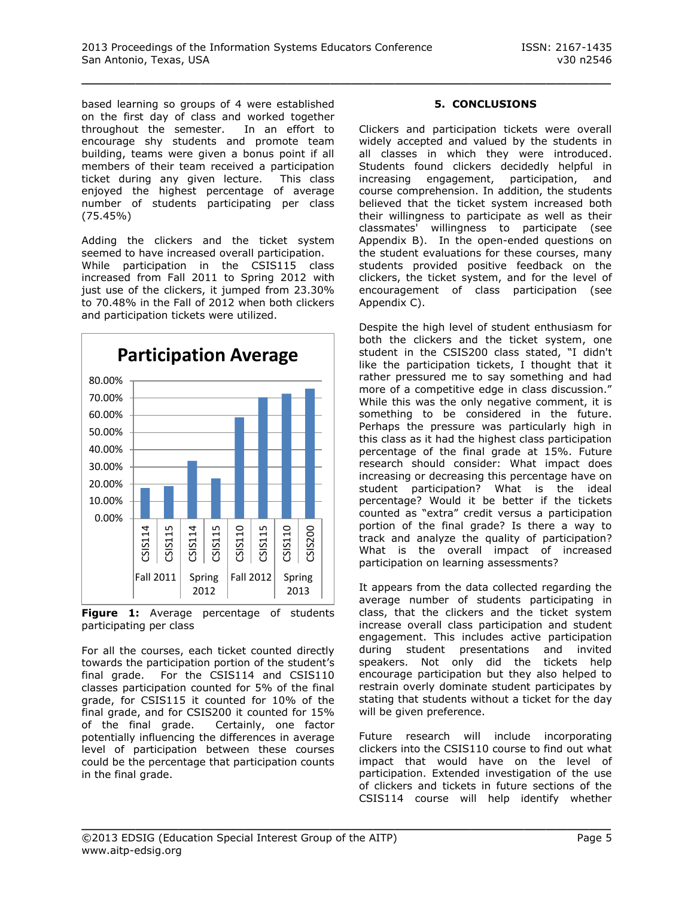based learning so groups of 4 were established on the first day of class and worked together throughout the semester. In an effort to encourage shy students and promote team building, teams were given a bonus point if all members of their team received a participation ticket during any given lecture. This class enjoyed the highest percentage of average number of students participating per class (75.45%)

Adding the clickers and the ticket system seemed to have increased overall participation. While participation in the CSIS115 class increased from Fall 2011 to Spring 2012 with just use of the clickers, it jumped from 23.30% to 70.48% in the Fall of 2012 when both clickers and participation tickets were utilized.

**Figure 1:** Average percentage of students participating per class

For all the courses, each ticket counted directly towards the participation portion of the student's final grade. For the CSIS114 and CSIS110 classes participation counted for 5% of the final grade, for CSIS115 it counted for 10% of the final grade, and for CSIS200 it counted for 15% of the final grade. Certainly, one factor potentially influencing the differences in average level of participation between these courses could be the percentage that participation counts in the final grade.

## 5. CONCLUSIONS

Clickers and participation tickets were overall widely accepted and valued by the students in all classes in which they were introduced. Students found clickers decidedly helpful in increasing engagement, participation, and course comprehension. In addition, the students believed that the ticket system increased both their willingness to participate as well as their classmates' willingness to participate (see Appendix B). In the open-ended questions on the student evaluations for these courses, many students provided positive feedback on the clickers, the ticket system, and for the level of encouragement of class participation (see Appendix C).

Despite the high level of student enthusiasm for both the clickers and the ticket system, one student in the CSIS200 class stated, "I didn't like the participation tickets, I thought that it rather pressured me to say something and had more of a competitive edge in class discussion." While this was the only negative comment, it is something to be considered in the future. Perhaps the pressure was particularly high in this class as it had the highest class participation percentage of the final grade at 15%. Future research should consider: What impact does increasing or decreasing this percentage have on student participation? What is the ideal percentage? Would it be better if the tickets counted as "extra" credit versus a participation portion of the final grade? Is there a way to track and analyze the quality of participation? What is the overall impact of increased participation on learning assessments?

It appears from the data collected regarding the average number of students participating in class, that the clickers and the ticket system increase overall class participation and student engagement. This includes active participation during student presentations and invited speakers. Not only did the tickets help encourage participation but they also helped to restrain overly dominate student participates by stating that students without a ticket for the day will be given preference.

Future research will include incorporating clickers into the CSIS110 course to find out what impact that would have on the level of participation. Extended investigation of the use of clickers and tickets in future sections of the CSIS114 course will help identify whether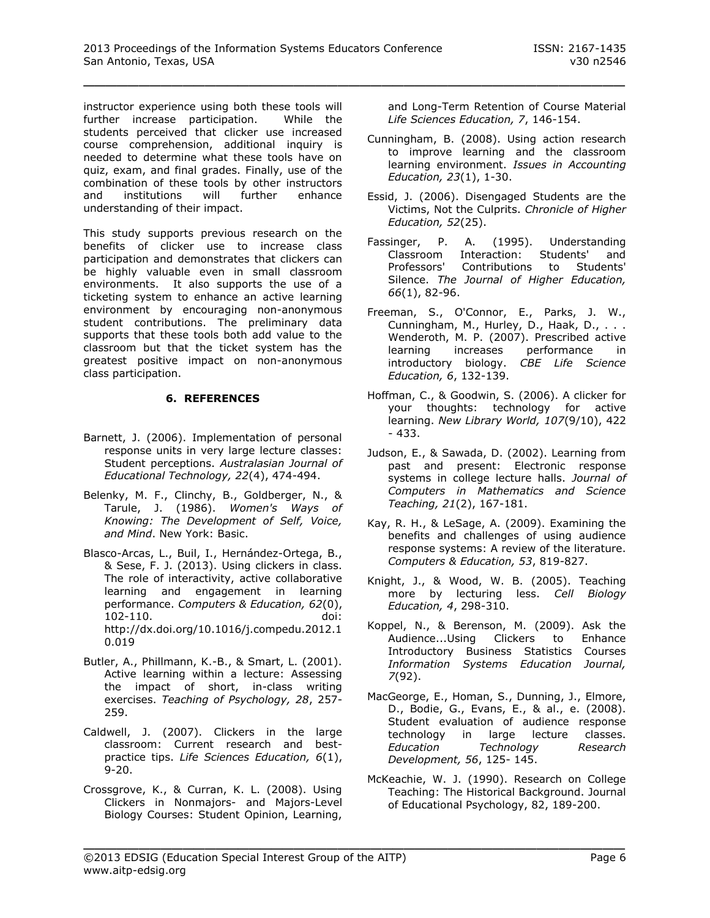instructor experience using both these tools will further increase participation. While the students perceived that clicker use increased course comprehension, additional inquiry is needed to determine what these tools have on quiz, exam, and final grades. Finally, use of the combination of these tools by other instructors and institutions will further enhance understanding of their impact.

This study supports previous research on the benefits of clicker use to increase class participation and demonstrates that clickers can be highly valuable even in small classroom environments. It also supports the use of a ticketing system to enhance an active learning environment by encouraging non-anonymous student contributions. The preliminary data supports that these tools both add value to the classroom but that the ticket system has the greatest positive impact on non-anonymous class participation.

## 6. REFERENCES

Barnett, J. (2006). Implementation of personal response units in very large lecture classes: Student perceptions. *Australasian Journal of Educational Technology, 22*(4), 474-494.

Belenky, M. F., Clinchy, B., Goldberger, N., & Tarule, J. (1986). *Women's Ways of Knowing: The Development of Self, Voice, and Mind*. New York: Basic.

Blasco-Arcas, L., Buil, I., Hernández-Ortega, B., & Sese, F. J. (2013). Using clickers in class. The role of interactivity, active collaborative learning and engagement in learning performance. *Computers & Education, 62*(0), 102-110. doi: http://dx.doi.org/10.1016/j.compedu.2012.10.019

Butler, A., Phillmann, K.-B., & Smart, L. (2001). Active learning within a lecture: Assessing the impact of short, in-class writing exercises. *Teaching of Psychology, 28*, 257-259.

Caldwell, J. (2007). Clickers in the large classroom: Current research and best-practice tips. *Life Sciences Education, 6*(1), 9-20.

Crossgrove, K., & Curran, K. L. (2008). Using Clickers in Nonmajors- and Majors-Level Biology Courses: Student Opinion, Learning, and Long-Term Retention of Course Material *Life Sciences Education, 7*, 146-154.

Cunningham, B. (2008). Using action research to improve learning and the classroom learning environment. *Issues in Accounting Education, 23*(1), 1-30.

Essid, J. (2006). Disengaged Students are the Victims, Not the Culprits. *Chronicle of Higher Education, 52*(25).

Fassinger, P. A. (1995). Understanding Classroom Interaction: Students' and Professors' Contributions to Students' Silence. *The Journal of Higher Education, 66*(1), 82-96.

Freeman, S., O'Connor, E., Parks, J. W., Cunningham, M., Hurley, D., Haak, D., . . . Wenderoth, M. P. (2007). Prescribed active learning increases performance in introductory biology. *CBE Life Science Education, 6*, 132-139.

Hoffman, C., & Goodwin, S. (2006). A clicker for your thoughts: technology for active learning. *New Library World, 107*(9/10), 422 - 433.

Judson, E., & Sawada, D. (2002). Learning from past and present: Electronic response systems in college lecture halls. *Journal of Computers in Mathematics and Science Teaching, 21*(2), 167-181.

Kay, R. H., & LeSage, A. (2009). Examining the benefits and challenges of using audience response systems: A review of the literature. *Computers & Education, 53*, 819-827.

Knight, J., & Wood, W. B. (2005). Teaching more by lecturing less. *Cell Biology Education, 4*, 298-310.

Koppel, N., & Berenson, M. (2009). Ask the Audience...Using Clickers to Enhance Introductory Business Statistics Courses *Information Systems Education Journal, 7*(92).

MacGeorge, E., Homan, S., Dunning, J., Elmore, D., Bodie, G., Evans, E., & al., e. (2008). Student evaluation of audience response technology in large lecture classes. *Education Technology Research Development, 56*, 125- 145.

McKeachie, W. J. (1990). Research on College Teaching: The Historical Background. Journal of Educational Psychology, 82, 189-200.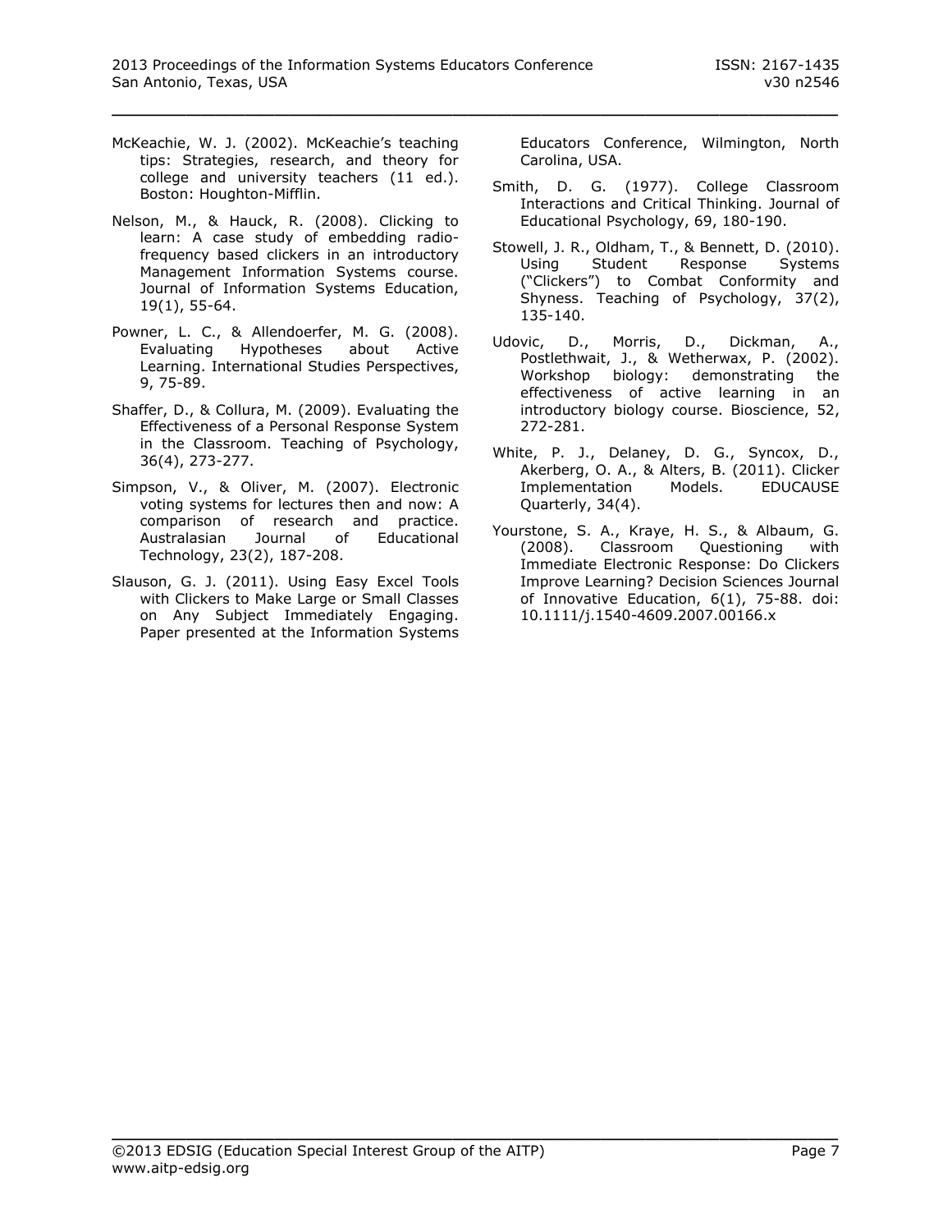McKeachie, W. J. (2002). McKeachie's teaching tips: Strategies, research, and theory for college and university teachers (11 ed.). Boston: Houghton-Mifflin.

Nelson, M., & Hauck, R. (2008). Clicking to learn: A case study of embedding radio-frequency based clickers in an introductory Management Information Systems course. Journal of Information Systems Education, 19(1), 55-64.

Powner, L. C., & Allendoerfer, M. G. (2008). Evaluating Hypotheses about Active Learning. International Studies Perspectives, 9, 75-89.

Shaffer, D., & Collura, M. (2009). Evaluating the Effectiveness of a Personal Response System in the Classroom. Teaching of Psychology, 36(4), 273-277.

Simpson, V., & Oliver, M. (2007). Electronic voting systems for lectures then and now: A comparison of research and practice. Australasian Journal of Educational Technology, 23(2), 187-208.

Slauson, G. J. (2011). Using Easy Excel Tools with Clickers to Make Large or Small Classes on Any Subject Immediately Engaging. Paper presented at the Information Systems Educators Conference, Wilmington, North Carolina, USA.

Smith, D. G. (1977). College Classroom Interactions and Critical Thinking. Journal of Educational Psychology, 69, 180-190.

Stowell, J. R., Oldham, T., & Bennett, D. (2010). Using Student Response Systems ("Clickers") to Combat Conformity and Shyness. Teaching of Psychology, 37(2), 135-140.

Udovic, D., Morris, D., Dickman, A., Postlethwait, J., & Wetherwax, P. (2002). Workshop biology: demonstrating the effectiveness of active learning in an introductory biology course. Bioscience, 52, 272-281.

White, P. J., Delaney, D. G., Syncox, D., Akerberg, O. A., & Alters, B. (2011). Clicker Implementation Models. EDUCAUSE Quarterly, 34(4).

Yourstone, S. A., Kraye, H. S., & Albaum, G. (2008). Classroom Questioning with Immediate Electronic Response: Do Clickers Improve Learning? Decision Sciences Journal of Innovative Education, 6(1), 75-88. doi: 10.1111/j.1540-4609.2007.00166.x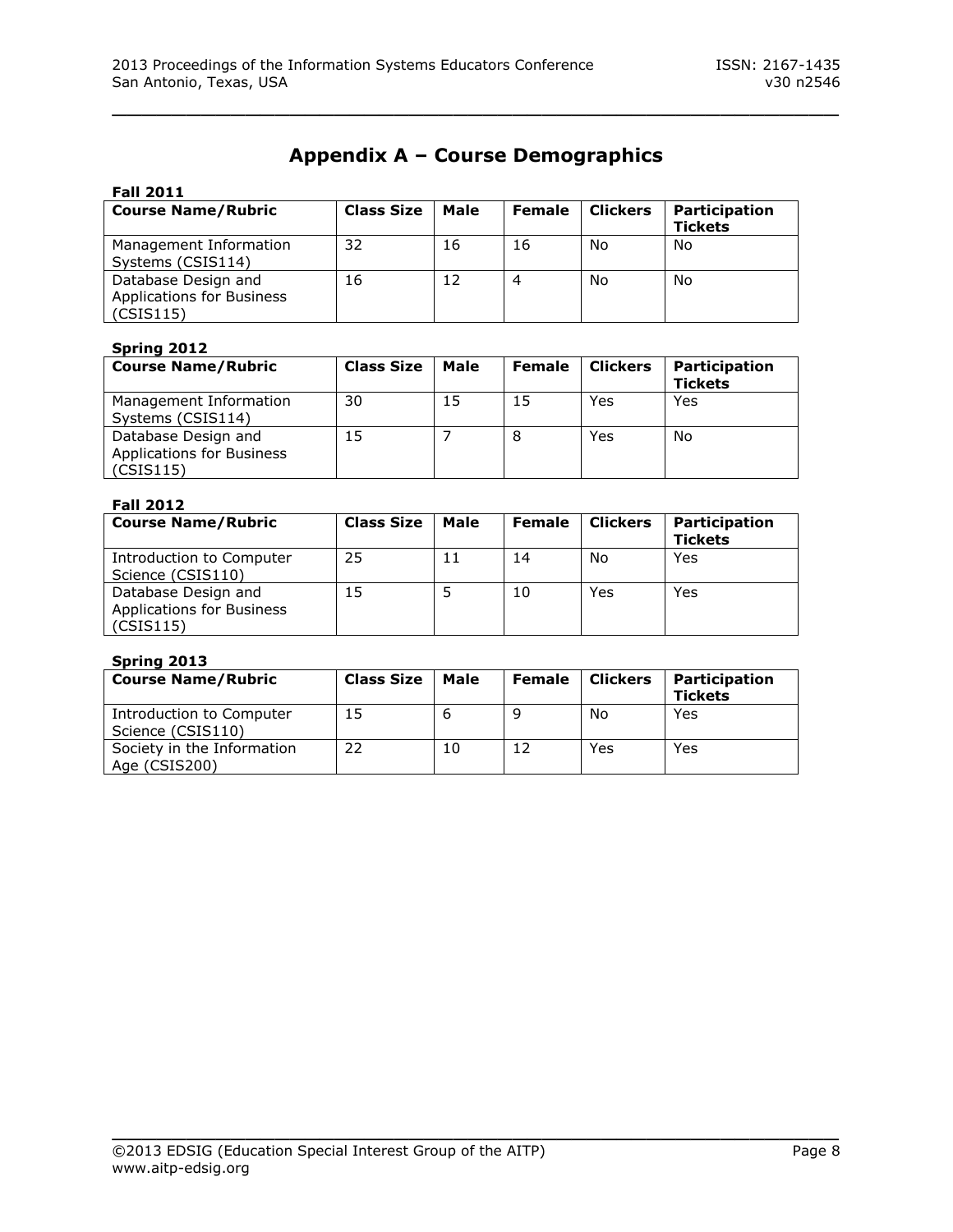# Appendix A – Course Demographics

**Fall 2011**

| Course Name/Rubric | Class Size | Male | Female | Clickers | Participation Tickets |
|---|---|---|---|---|---|
| Management Information Systems (CSIS114) | 32 | 16 | 16 | No | No |
| Database Design and Applications for Business (CSIS115) | 16 | 12 | 4 | No | No |

**Spring 2012**

| Course Name/Rubric | Class Size | Male | Female | Clickers | Participation Tickets |
|---|---|---|---|---|---|
| Management Information Systems (CSIS114) | 30 | 15 | 15 | Yes | Yes |
| Database Design and Applications for Business (CSIS115) | 15 | 7 | 8 | Yes | No |

**Fall 2012**

| Course Name/Rubric | Class Size | Male | Female | Clickers | Participation Tickets |
|---|---|---|---|---|---|
| Introduction to Computer Science (CSIS110) | 25 | 11 | 14 | No | Yes |
| Database Design and Applications for Business (CSIS115) | 15 | 5 | 10 | Yes | Yes |

**Spring 2013**

| Course Name/Rubric | Class Size | Male | Female | Clickers | Participation Tickets |
|---|---|---|---|---|---|
| Introduction to Computer Science (CSIS110) | 15 | 6 | 9 | No | Yes |
| Society in the Information Age (CSIS200) | 22 | 10 | 12 | Yes | Yes |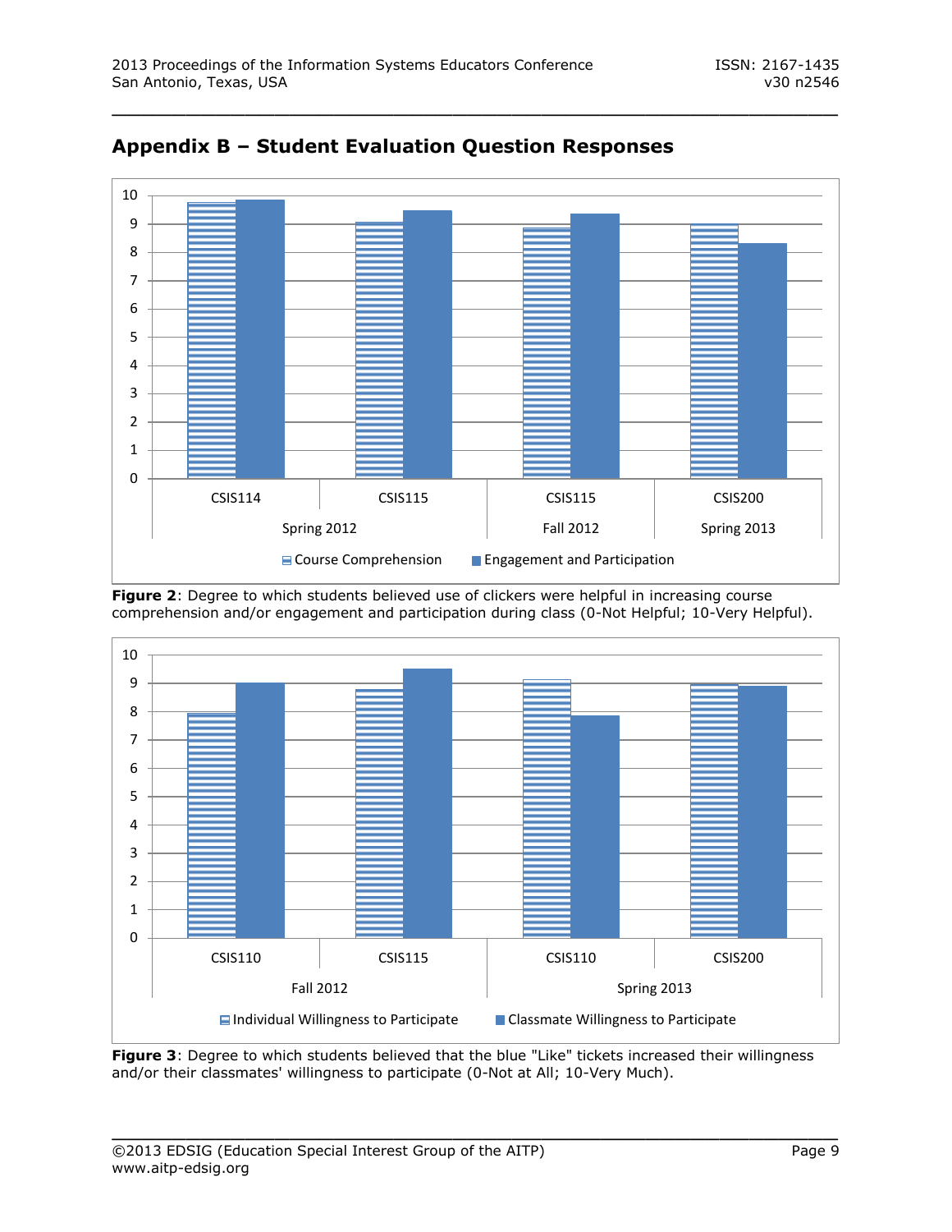## Appendix B – Student Evaluation Question Responses

Figure 2: Degree to which students believed use of clickers were helpful in increasing course comprehension and/or engagement and participation during class (0-Not Helpful; 10-Very Helpful).

Figure 3: Degree to which students believed that the blue "Like" tickets increased their willingness and/or their classmates' willingness to participate (0-Not at All; 10-Very Much).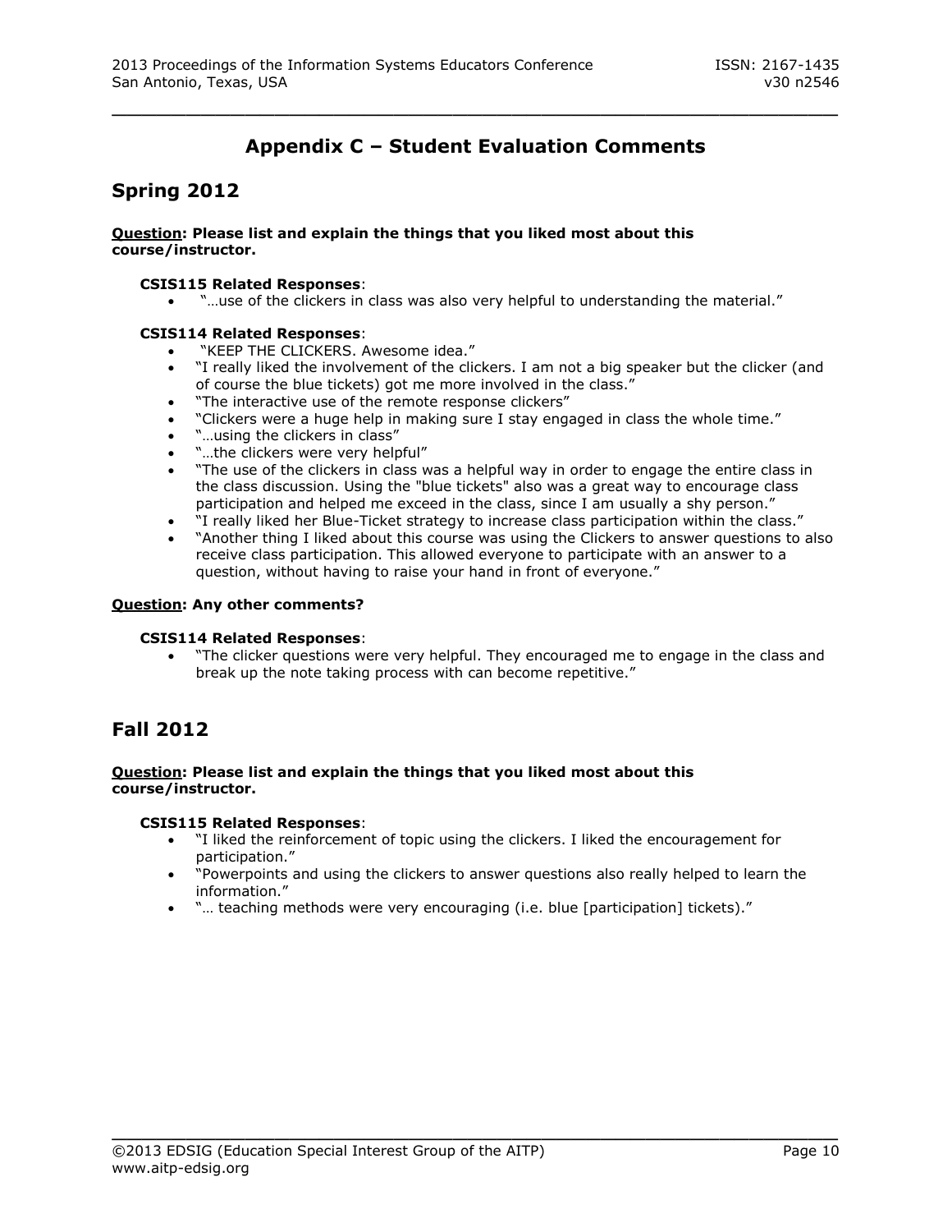# Appendix C – Student Evaluation Comments

## Spring 2012

**<u>Question</u>: Please list and explain the things that you liked most about this course/instructor.**

**CSIS115 Related Responses**:

- "…use of the clickers in class was also very helpful to understanding the material."

**CSIS114 Related Responses**:

- "KEEP THE CLICKERS. Awesome idea."
- "I really liked the involvement of the clickers. I am not a big speaker but the clicker (and of course the blue tickets) got me more involved in the class."
- "The interactive use of the remote response clickers"
- "Clickers were a huge help in making sure I stay engaged in class the whole time."
- "…using the clickers in class"
- "…the clickers were very helpful"
- "The use of the clickers in class was a helpful way in order to engage the entire class in the class discussion. Using the "blue tickets" also was a great way to encourage class participation and helped me exceed in the class, since I am usually a shy person."
- "I really liked her Blue-Ticket strategy to increase class participation within the class."
- "Another thing I liked about this course was using the Clickers to answer questions to also receive class participation. This allowed everyone to participate with an answer to a question, without having to raise your hand in front of everyone."

**<u>Question</u>: Any other comments?**

**CSIS114 Related Responses**:

- "The clicker questions were very helpful. They encouraged me to engage in the class and break up the note taking process with can become repetitive."

## Fall 2012

**<u>Question</u>: Please list and explain the things that you liked most about this course/instructor.**

**CSIS115 Related Responses**:

- "I liked the reinforcement of topic using the clickers. I liked the encouragement for participation."
- "Powerpoints and using the clickers to answer questions also really helped to learn the information."
- "… teaching methods were very encouraging (i.e. blue [participation] tickets)."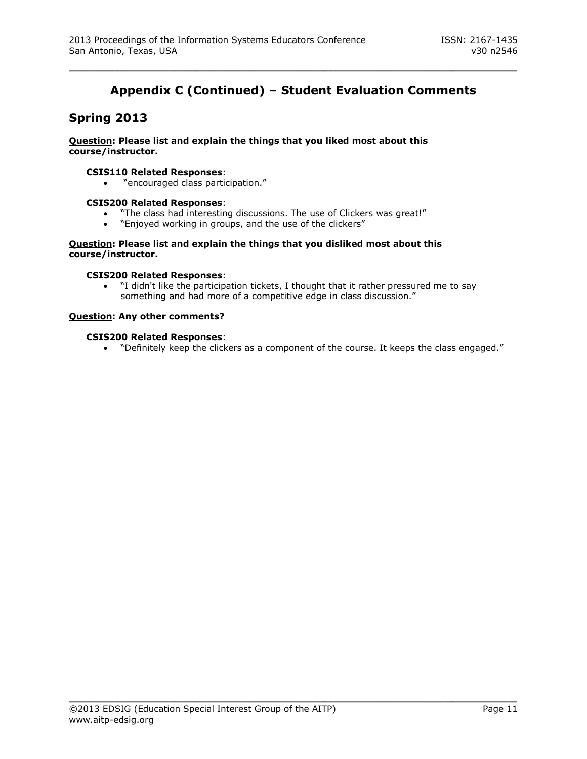# Appendix C (Continued) – Student Evaluation Comments

## Spring 2013

**<u>Question</u>: Please list and explain the things that you liked most about this course/instructor.**

**CSIS110 Related Responses**:

- "encouraged class participation."

**CSIS200 Related Responses**:

- "The class had interesting discussions. The use of Clickers was great!"
- "Enjoyed working in groups, and the use of the clickers"

**<u>Question</u>: Please list and explain the things that you disliked most about this course/instructor.**

**CSIS200 Related Responses**:

- "I didn't like the participation tickets, I thought that it rather pressured me to say something and had more of a competitive edge in class discussion."

**<u>Question</u>: Any other comments?**

**CSIS200 Related Responses**:

- "Definitely keep the clickers as a component of the course. It keeps the class engaged."